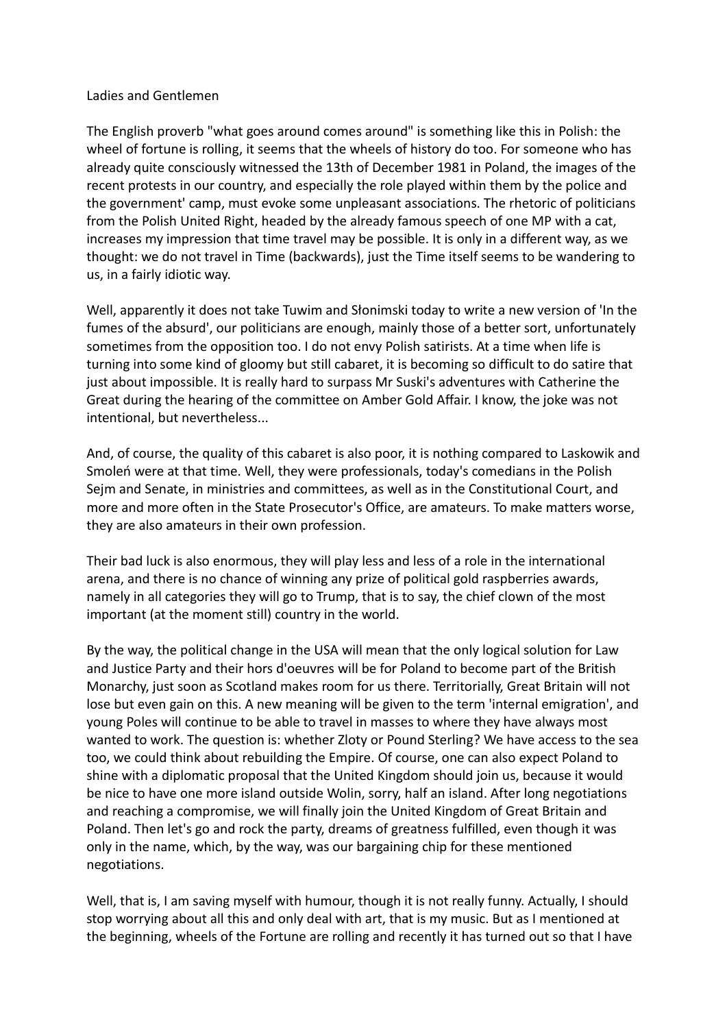Ladies and Gentlemen

The English proverb "what goes around comes around" is something like this in Polish: the wheel of fortune is rolling, it seems that the wheels of history do too. For someone who has already quite consciously witnessed the 13th of December 1981 in Poland, the images of the recent protests in our country, and especially the role played within them by the police and the government' camp, must evoke some unpleasant associations. The rhetoric of politicians from the Polish United Right, headed by the already famous speech of one MP with a cat, increases my impression that time travel may be possible. It is only in a different way, as we thought: we do not travel in Time (backwards), just the Time itself seems to be wandering to us, in a fairly idiotic way.

Well, apparently it does not take Tuwim and Słonimski today to write a new version of 'In the fumes of the absurd', our politicians are enough, mainly those of a better sort, unfortunately sometimes from the opposition too. I do not envy Polish satirists. At a time when life is turning into some kind of gloomy but still cabaret, it is becoming so difficult to do satire that just about impossible. It is really hard to surpass Mr Suski's adventures with Catherine the Great during the hearing of the committee on Amber Gold Affair. I know, the joke was not intentional, but nevertheless...

And, of course, the quality of this cabaret is also poor, it is nothing compared to Laskowik and Smoleń were at that time. Well, they were professionals, today's comedians in the Polish Sejm and Senate, in ministries and committees, as well as in the Constitutional Court, and more and more often in the State Prosecutor's Office, are amateurs. To make matters worse, they are also amateurs in their own profession.

Their bad luck is also enormous, they will play less and less of a role in the international arena, and there is no chance of winning any prize of political gold raspberries awards, namely in all categories they will go to Trump, that is to say, the chief clown of the most important (at the moment still) country in the world.

By the way, the political change in the USA will mean that the only logical solution for Law and Justice Party and their hors d'oeuvres will be for Poland to become part of the British Monarchy, just soon as Scotland makes room for us there. Territorially, Great Britain will not lose but even gain on this. A new meaning will be given to the term 'internal emigration', and young Poles will continue to be able to travel in masses to where they have always most wanted to work. The question is: whether Zloty or Pound Sterling? We have access to the sea too, we could think about rebuilding the Empire. Of course, one can also expect Poland to shine with a diplomatic proposal that the United Kingdom should join us, because it would be nice to have one more island outside Wolin, sorry, half an island. After long negotiations and reaching a compromise, we will finally join the United Kingdom of Great Britain and Poland. Then let's go and rock the party, dreams of greatness fulfilled, even though it was only in the name, which, by the way, was our bargaining chip for these mentioned negotiations.

Well, that is, I am saving myself with humour, though it is not really funny. Actually, I should stop worrying about all this and only deal with art, that is my music. But as I mentioned at the beginning, wheels of the Fortune are rolling and recently it has turned out so that I have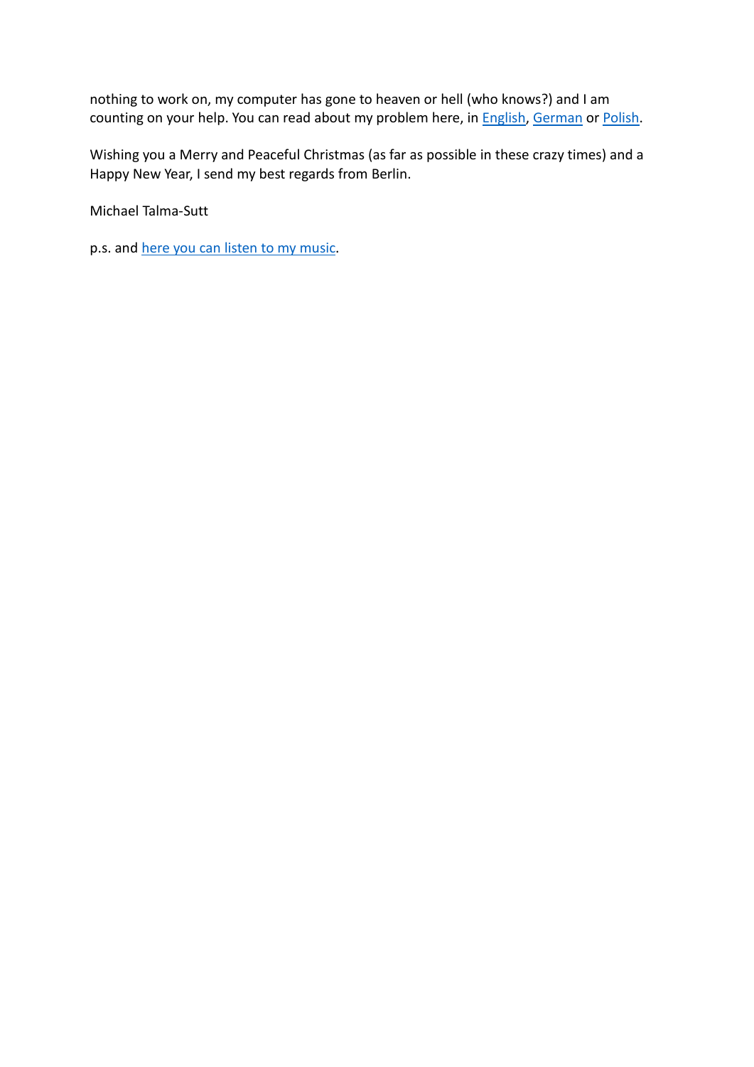nothing to work on, my computer has gone to heaven or hell (who knows?) and I am counting on your help. You can read about my problem here, in English, German or Polish.

Wishing you a Merry and Peaceful Christmas (as far as possible in these crazy times) and a Happy New Year, I send my best regards from Berlin.

Michael Talma-Sutt

p.s. and here you can listen to my music.